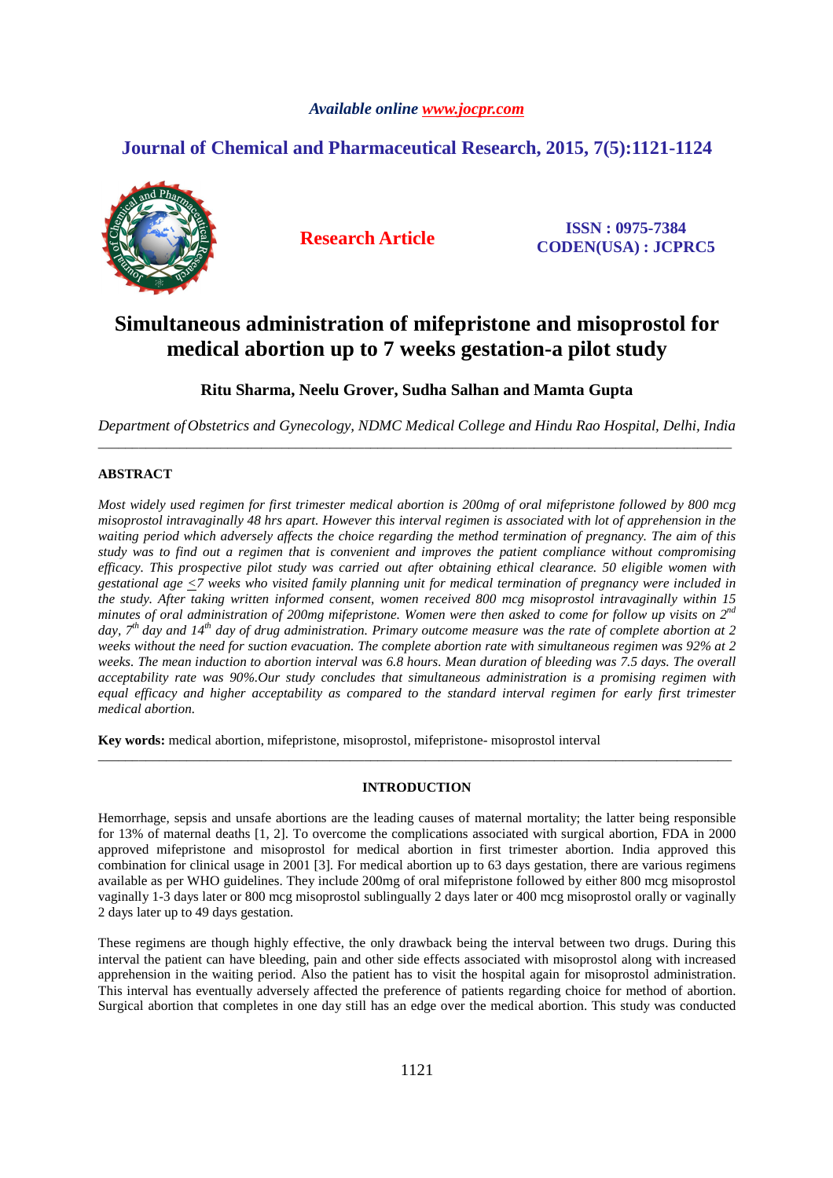*Available online www.jocpr.com*

## Journal of Chemical and Pharmaceutical Research, 2015, 7(5):1121-1124

**Research Article**

**ISSN : 0975-7384**
**CODEN(USA) : JCPRC5**

# Simultaneous administration of mifepristone and misoprostol for medical abortion up to 7 weeks gestation-a pilot study

**Ritu Sharma, Neelu Grover, Sudha Salhan and Mamta Gupta**

*Department of Obstetrics and Gynecology, NDMC Medical College and Hindu Rao Hospital, Delhi, India*

---

## ABSTRACT

*Most widely used regimen for first trimester medical abortion is 200mg of oral mifepristone followed by 800 mcg misoprostol intravaginally 48 hrs apart. However this interval regimen is associated with lot of apprehension in the waiting period which adversely affects the choice regarding the method termination of pregnancy. The aim of this study was to find out a regimen that is convenient and improves the patient compliance without compromising efficacy. This prospective pilot study was carried out after obtaining ethical clearance. 50 eligible women with gestational age ≤7 weeks who visited family planning unit for medical termination of pregnancy were included in the study. After taking written informed consent, women received 800 mcg misoprostol intravaginally within 15 minutes of oral administration of 200mg mifepristone. Women were then asked to come for follow up visits on 2nd day, 7th day and 14th day of drug administration. Primary outcome measure was the rate of complete abortion at 2 weeks without the need for suction evacuation. The complete abortion rate with simultaneous regimen was 92% at 2 weeks. The mean induction to abortion interval was 6.8 hours. Mean duration of bleeding was 7.5 days. The overall acceptability rate was 90%.Our study concludes that simultaneous administration is a promising regimen with equal efficacy and higher acceptability as compared to the standard interval regimen for early first trimester medical abortion.*

**Key words:** medical abortion, mifepristone, misoprostol, mifepristone- misoprostol interval

---

## INTRODUCTION

Hemorrhage, sepsis and unsafe abortions are the leading causes of maternal mortality; the latter being responsible for 13% of maternal deaths [1, 2]. To overcome the complications associated with surgical abortion, FDA in 2000 approved mifepristone and misoprostol for medical abortion in first trimester abortion. India approved this combination for clinical usage in 2001 [3]. For medical abortion up to 63 days gestation, there are various regimens available as per WHO guidelines. They include 200mg of oral mifepristone followed by either 800 mcg misoprostol vaginally 1-3 days later or 800 mcg misoprostol sublingually 2 days later or 400 mcg misoprostol orally or vaginally 2 days later up to 49 days gestation.

These regimens are though highly effective, the only drawback being the interval between two drugs. During this interval the patient can have bleeding, pain and other side effects associated with misoprostol along with increased apprehension in the waiting period. Also the patient has to visit the hospital again for misoprostol administration. This interval has eventually adversely affected the preference of patients regarding choice for method of abortion. Surgical abortion that completes in one day still has an edge over the medical abortion. This study was conducted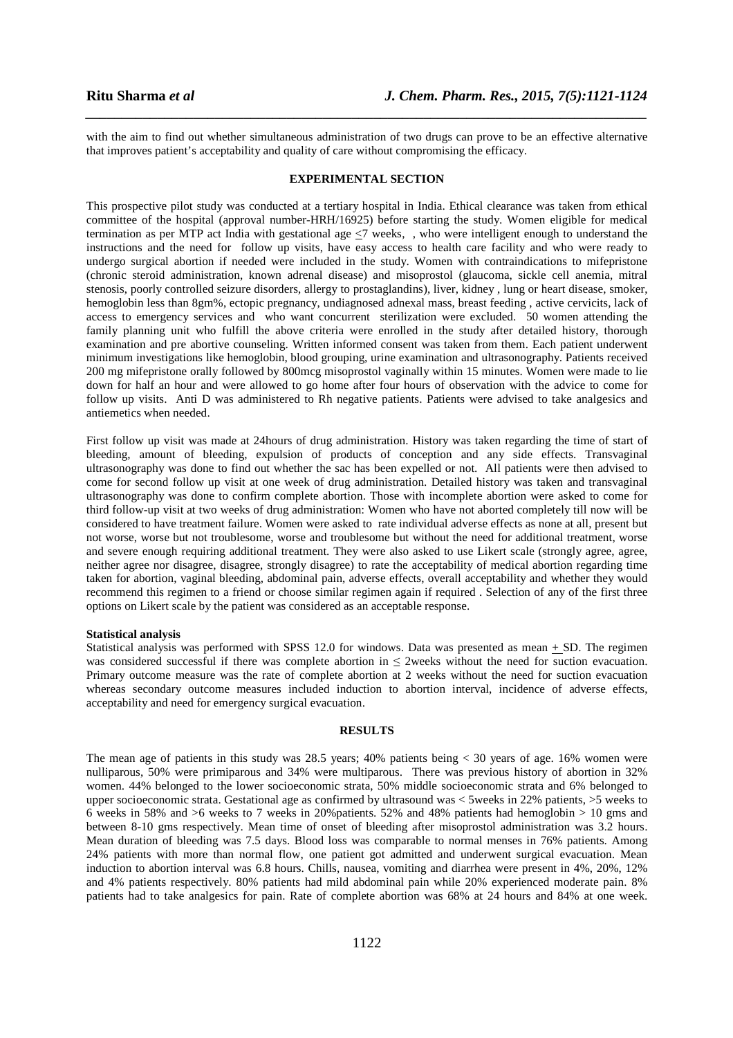with the aim to find out whether simultaneous administration of two drugs can prove to be an effective alternative that improves patient's acceptability and quality of care without compromising the efficacy.

## EXPERIMENTAL SECTION

This prospective pilot study was conducted at a tertiary hospital in India. Ethical clearance was taken from ethical committee of the hospital (approval number-HRH/16925) before starting the study. Women eligible for medical termination as per MTP act India with gestational age $\leq$7 weeks, , who were intelligent enough to understand the instructions and the need for follow up visits, have easy access to health care facility and who were ready to undergo surgical abortion if needed were included in the study. Women with contraindications to mifepristone (chronic steroid administration, known adrenal disease) and misoprostol (glaucoma, sickle cell anemia, mitral stenosis, poorly controlled seizure disorders, allergy to prostaglandins), liver, kidney , lung or heart disease, smoker, hemoglobin less than 8gm%, ectopic pregnancy, undiagnosed adnexal mass, breast feeding , active cervicits, lack of access to emergency services and who want concurrent sterilization were excluded. 50 women attending the family planning unit who fulfill the above criteria were enrolled in the study after detailed history, thorough examination and pre abortive counseling. Written informed consent was taken from them. Each patient underwent minimum investigations like hemoglobin, blood grouping, urine examination and ultrasonography. Patients received 200 mg mifepristone orally followed by 800mcg misoprostol vaginally within 15 minutes. Women were made to lie down for half an hour and were allowed to go home after four hours of observation with the advice to come for follow up visits. Anti D was administered to Rh negative patients. Patients were advised to take analgesics and antiemetics when needed.

First follow up visit was made at 24hours of drug administration. History was taken regarding the time of start of bleeding, amount of bleeding, expulsion of products of conception and any side effects. Transvaginal ultrasonography was done to find out whether the sac has been expelled or not. All patients were then advised to come for second follow up visit at one week of drug administration. Detailed history was taken and transvaginal ultrasonography was done to confirm complete abortion. Those with incomplete abortion were asked to come for third follow-up visit at two weeks of drug administration: Women who have not aborted completely till now will be considered to have treatment failure. Women were asked to rate individual adverse effects as none at all, present but not worse, worse but not troublesome, worse and troublesome but without the need for additional treatment, worse and severe enough requiring additional treatment. They were also asked to use Likert scale (strongly agree, agree, neither agree nor disagree, disagree, strongly disagree) to rate the acceptability of medical abortion regarding time taken for abortion, vaginal bleeding, abdominal pain, adverse effects, overall acceptability and whether they would recommend this regimen to a friend or choose similar regimen again if required . Selection of any of the first three options on Likert scale by the patient was considered as an acceptable response.

### Statistical analysis

Statistical analysis was performed with SPSS 12.0 for windows. Data was presented as mean $\pm$ SD. The regimen was considered successful if there was complete abortion in $\leq$ 2weeks without the need for suction evacuation. Primary outcome measure was the rate of complete abortion at 2 weeks without the need for suction evacuation whereas secondary outcome measures included induction to abortion interval, incidence of adverse effects, acceptability and need for emergency surgical evacuation.

## RESULTS

The mean age of patients in this study was 28.5 years; 40% patients being < 30 years of age. 16% women were nulliparous, 50% were primiparous and 34% were multiparous. There was previous history of abortion in 32% women. 44% belonged to the lower socioeconomic strata, 50% middle socioeconomic strata and 6% belonged to upper socioeconomic strata. Gestational age as confirmed by ultrasound was < 5weeks in 22% patients, >5 weeks to 6 weeks in 58% and >6 weeks to 7 weeks in 20%patients. 52% and 48% patients had hemoglobin > 10 gms and between 8-10 gms respectively. Mean time of onset of bleeding after misoprostol administration was 3.2 hours. Mean duration of bleeding was 7.5 days. Blood loss was comparable to normal menses in 76% patients. Among 24% patients with more than normal flow, one patient got admitted and underwent surgical evacuation. Mean induction to abortion interval was 6.8 hours. Chills, nausea, vomiting and diarrhea were present in 4%, 20%, 12% and 4% patients respectively. 80% patients had mild abdominal pain while 20% experienced moderate pain. 8% patients had to take analgesics for pain. Rate of complete abortion was 68% at 24 hours and 84% at one week.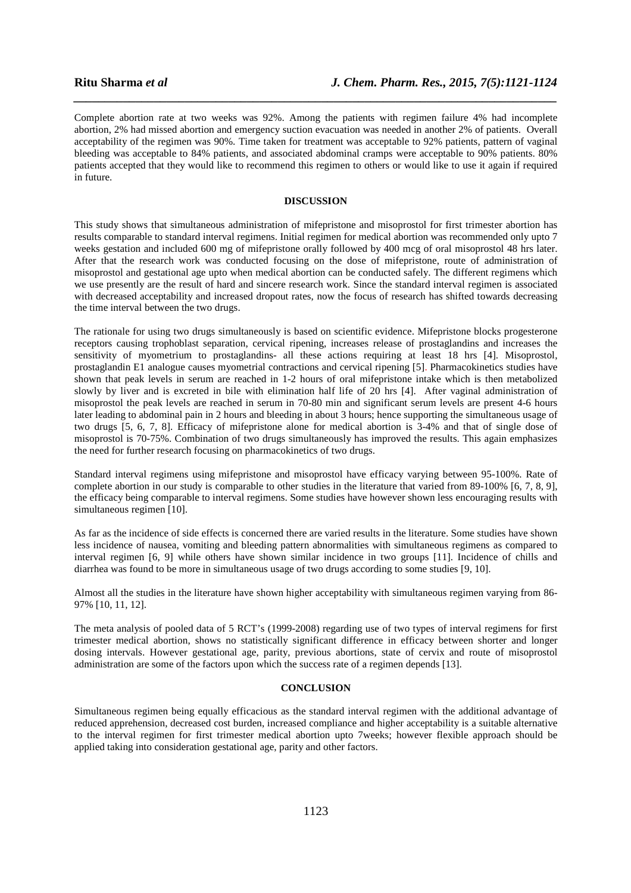Complete abortion rate at two weeks was 92%. Among the patients with regimen failure 4% had incomplete abortion, 2% had missed abortion and emergency suction evacuation was needed in another 2% of patients. Overall acceptability of the regimen was 90%. Time taken for treatment was acceptable to 92% patients, pattern of vaginal bleeding was acceptable to 84% patients, and associated abdominal cramps were acceptable to 90% patients. 80% patients accepted that they would like to recommend this regimen to others or would like to use it again if required in future.

## DISCUSSION

This study shows that simultaneous administration of mifepristone and misoprostol for first trimester abortion has results comparable to standard interval regimens. Initial regimen for medical abortion was recommended only upto 7 weeks gestation and included 600 mg of mifepristone orally followed by 400 mcg of oral misoprostol 48 hrs later. After that the research work was conducted focusing on the dose of mifepristone, route of administration of misoprostol and gestational age upto when medical abortion can be conducted safely. The different regimens which we use presently are the result of hard and sincere research work. Since the standard interval regimen is associated with decreased acceptability and increased dropout rates, now the focus of research has shifted towards decreasing the time interval between the two drugs.

The rationale for using two drugs simultaneously is based on scientific evidence. Mifepristone blocks progesterone receptors causing trophoblast separation, cervical ripening, increases release of prostaglandins and increases the sensitivity of myometrium to prostaglandins- all these actions requiring at least 18 hrs [4]. Misoprostol, prostaglandin E1 analogue causes myometrial contractions and cervical ripening [5]. Pharmacokinetics studies have shown that peak levels in serum are reached in 1-2 hours of oral mifepristone intake which is then metabolized slowly by liver and is excreted in bile with elimination half life of 20 hrs [4]. After vaginal administration of misoprostol the peak levels are reached in serum in 70-80 min and significant serum levels are present 4-6 hours later leading to abdominal pain in 2 hours and bleeding in about 3 hours; hence supporting the simultaneous usage of two drugs [5, 6, 7, 8]. Efficacy of mifepristone alone for medical abortion is 3-4% and that of single dose of misoprostol is 70-75%. Combination of two drugs simultaneously has improved the results. This again emphasizes the need for further research focusing on pharmacokinetics of two drugs.

Standard interval regimens using mifepristone and misoprostol have efficacy varying between 95-100%. Rate of complete abortion in our study is comparable to other studies in the literature that varied from 89-100% [6, 7, 8, 9], the efficacy being comparable to interval regimens. Some studies have however shown less encouraging results with simultaneous regimen [10].

As far as the incidence of side effects is concerned there are varied results in the literature. Some studies have shown less incidence of nausea, vomiting and bleeding pattern abnormalities with simultaneous regimens as compared to interval regimen [6, 9] while others have shown similar incidence in two groups [11]. Incidence of chills and diarrhea was found to be more in simultaneous usage of two drugs according to some studies [9, 10].

Almost all the studies in the literature have shown higher acceptability with simultaneous regimen varying from 86-97% [10, 11, 12].

The meta analysis of pooled data of 5 RCT's (1999-2008) regarding use of two types of interval regimens for first trimester medical abortion, shows no statistically significant difference in efficacy between shorter and longer dosing intervals. However gestational age, parity, previous abortions, state of cervix and route of misoprostol administration are some of the factors upon which the success rate of a regimen depends [13].

## CONCLUSION

Simultaneous regimen being equally efficacious as the standard interval regimen with the additional advantage of reduced apprehension, decreased cost burden, increased compliance and higher acceptability is a suitable alternative to the interval regimen for first trimester medical abortion upto 7weeks; however flexible approach should be applied taking into consideration gestational age, parity and other factors.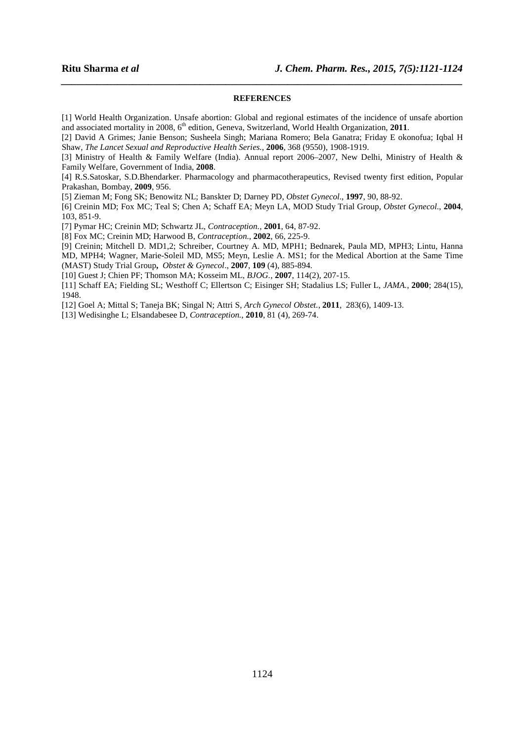**REFERENCES**

[1] World Health Organization. Unsafe abortion: Global and regional estimates of the incidence of unsafe abortion and associated mortality in 2008, 6th edition, Geneva, Switzerland, World Health Organization, **2011**.

[2] David A Grimes; Janie Benson; Susheela Singh; Mariana Romero; Bela Ganatra; Friday E okonofua; Iqbal H Shaw, *The Lancet Sexual and Reproductive Health Series.*, **2006**, 368 (9550), 1908-1919.

[3] Ministry of Health & Family Welfare (India). Annual report 2006–2007, New Delhi, Ministry of Health & Family Welfare, Government of India, **2008**.

[4] R.S.Satoskar, S.D.Bhendarker. Pharmacology and pharmacotherapeutics, Revised twenty first edition, Popular Prakashan, Bombay, **2009**, 956.

[5] Zieman M; Fong SK; Benowitz NL; Banskter D; Darney PD, *Obstet Gynecol.*, **1997**, 90, 88-92.

[6] Creinin MD; Fox MC; Teal S; Chen A; Schaff EA; Meyn LA, MOD Study Trial Group, *Obstet Gynecol.*, **2004**, 103, 851-9.

[7] Pymar HC; Creinin MD; Schwartz JL, *Contraception.*, **2001**, 64, 87-92.

[8] Fox MC; Creinin MD; Harwood B, *Contraception.*, **2002**, 66, 225-9.

[9] Creinin; Mitchell D. MD1,2; Schreiber, Courtney A. MD, MPH1; Bednarek, Paula MD, MPH3; Lintu, Hanna MD, MPH4; Wagner, Marie-Soleil MD, MS5; Meyn, Leslie A. MS1; for the Medical Abortion at the Same Time (MAST) Study Trial Group**,** *Obstet & Gynecol*., **2007**, **109** (4), 885-894.

[10] Guest J; Chien PF; Thomson MA; Kosseim ML, *BJOG.*, **2007**, 114(2), 207-15.

[11] Schaff EA; Fielding SL; Westhoff C; Ellertson C; Eisinger SH; Stadalius LS; Fuller L, *JAMA.*, **2000**; 284(15), 1948.

[12] Goel A; Mittal S; Taneja BK; Singal N; Attri S, *Arch Gynecol Obstet.*, **2011**, 283(6), 1409-13.

[13] Wedisinghe L; Elsandabesee D, *Contraception.*, **2010**, 81 (4), 269-74.